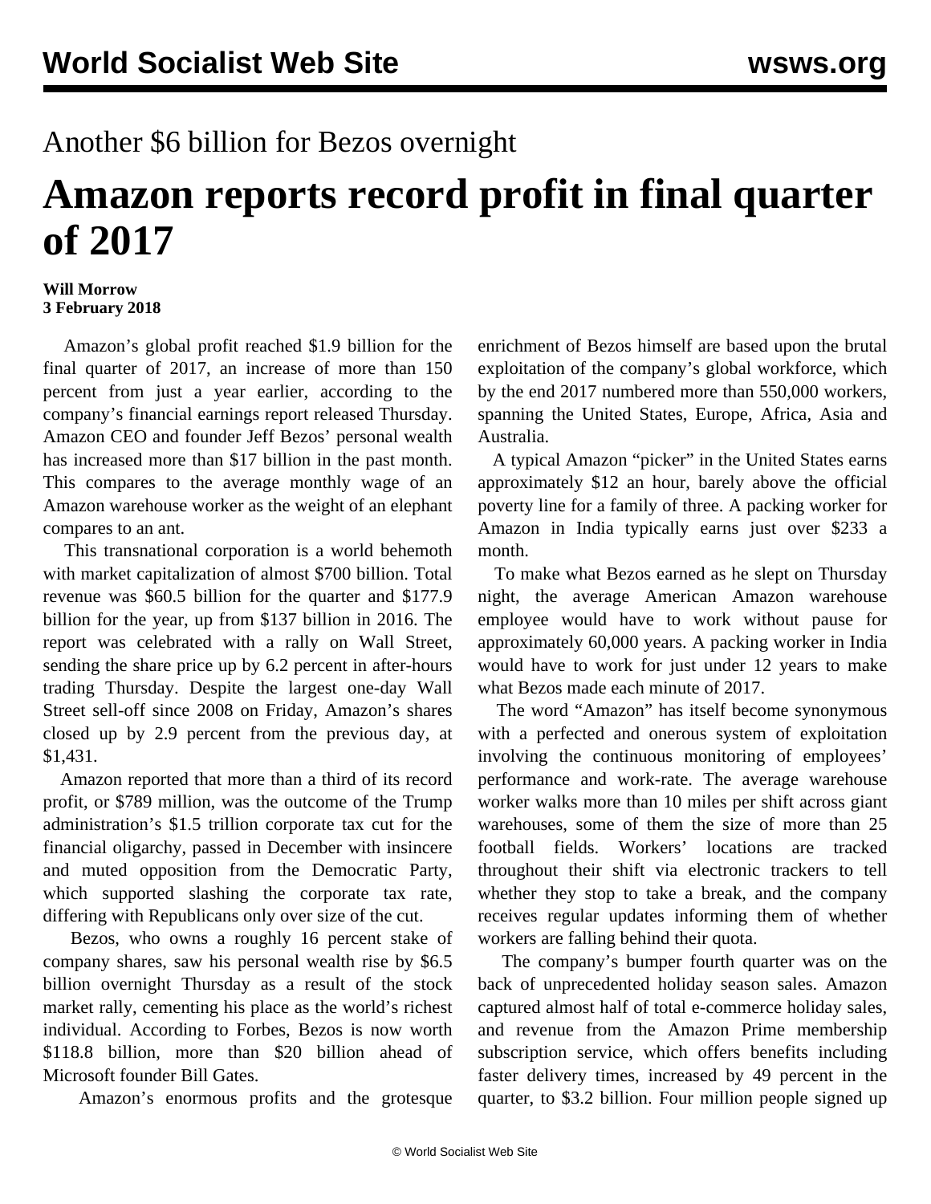Another $6 billion for Bezos overnight

# Amazon reports record profit in final quarter of 2017

**Will Morrow**
**3 February 2018**

Amazon's global profit reached $1.9 billion for the final quarter of 2017, an increase of more than 150 percent from just a year earlier, according to the company's financial earnings report released Thursday. Amazon CEO and founder Jeff Bezos' personal wealth has increased more than $17 billion in the past month. This compares to the average monthly wage of an Amazon warehouse worker as the weight of an elephant compares to an ant.

This transnational corporation is a world behemoth with market capitalization of almost $700 billion. Total revenue was $60.5 billion for the quarter and $177.9 billion for the year, up from $137 billion in 2016. The report was celebrated with a rally on Wall Street, sending the share price up by 6.2 percent in after-hours trading Thursday. Despite the largest one-day Wall Street sell-off since 2008 on Friday, Amazon's shares closed up by 2.9 percent from the previous day, at $1,431.

Amazon reported that more than a third of its record profit, or $789 million, was the outcome of the Trump administration's $1.5 trillion corporate tax cut for the financial oligarchy, passed in December with insincere and muted opposition from the Democratic Party, which supported slashing the corporate tax rate, differing with Republicans only over size of the cut.

Bezos, who owns a roughly 16 percent stake of company shares, saw his personal wealth rise by $6.5 billion overnight Thursday as a result of the stock market rally, cementing his place as the world's richest individual. According to Forbes, Bezos is now worth $118.8 billion, more than $20 billion ahead of Microsoft founder Bill Gates.

Amazon's enormous profits and the grotesque enrichment of Bezos himself are based upon the brutal exploitation of the company's global workforce, which by the end 2017 numbered more than 550,000 workers, spanning the United States, Europe, Africa, Asia and Australia.

A typical Amazon "picker" in the United States earns approximately $12 an hour, barely above the official poverty line for a family of three. A packing worker for Amazon in India typically earns just over $233 a month.

To make what Bezos earned as he slept on Thursday night, the average American Amazon warehouse employee would have to work without pause for approximately 60,000 years. A packing worker in India would have to work for just under 12 years to make what Bezos made each minute of 2017.

The word "Amazon" has itself become synonymous with a perfected and onerous system of exploitation involving the continuous monitoring of employees' performance and work-rate. The average warehouse worker walks more than 10 miles per shift across giant warehouses, some of them the size of more than 25 football fields. Workers' locations are tracked throughout their shift via electronic trackers to tell whether they stop to take a break, and the company receives regular updates informing them of whether workers are falling behind their quota.

The company's bumper fourth quarter was on the back of unprecedented holiday season sales. Amazon captured almost half of total e-commerce holiday sales, and revenue from the Amazon Prime membership subscription service, which offers benefits including faster delivery times, increased by 49 percent in the quarter, to $3.2 billion. Four million people signed up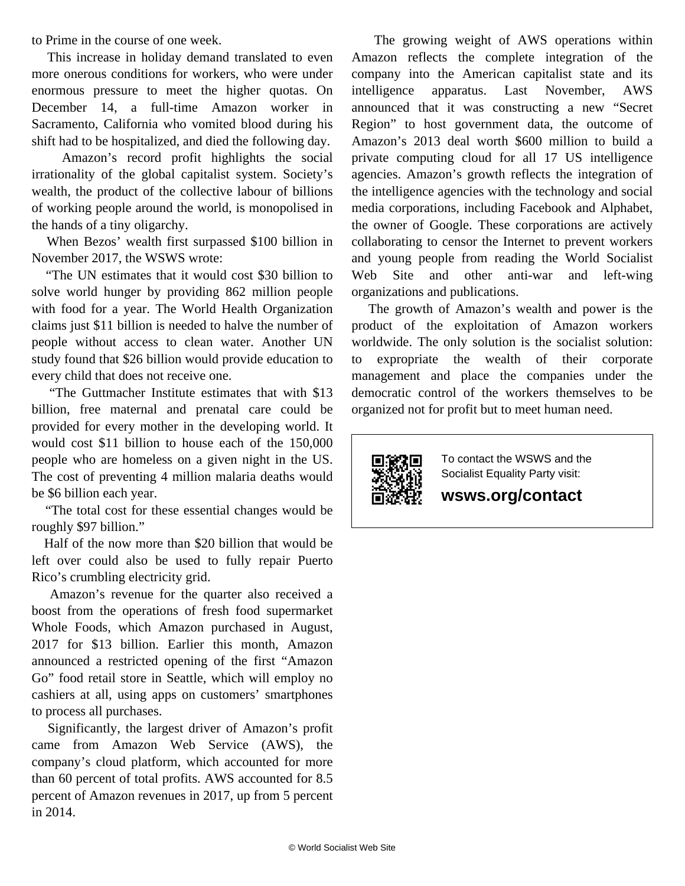to Prime in the course of one week.

This increase in holiday demand translated to even more onerous conditions for workers, who were under enormous pressure to meet the higher quotas. On December 14, a full-time Amazon worker in Sacramento, California who vomited blood during his shift had to be hospitalized, and died the following day.

Amazon's record profit highlights the social irrationality of the global capitalist system. Society's wealth, the product of the collective labour of billions of working people around the world, is monopolised in the hands of a tiny oligarchy.

When Bezos' wealth first surpassed $100 billion in November 2017, the WSWS wrote:

"The UN estimates that it would cost $30 billion to solve world hunger by providing 862 million people with food for a year. The World Health Organization claims just $11 billion is needed to halve the number of people without access to clean water. Another UN study found that $26 billion would provide education to every child that does not receive one.

"The Guttmacher Institute estimates that with $13 billion, free maternal and prenatal care could be provided for every mother in the developing world. It would cost $11 billion to house each of the 150,000 people who are homeless on a given night in the US. The cost of preventing 4 million malaria deaths would be $6 billion each year.

"The total cost for these essential changes would be roughly $97 billion."

Half of the now more than $20 billion that would be left over could also be used to fully repair Puerto Rico's crumbling electricity grid.

Amazon's revenue for the quarter also received a boost from the operations of fresh food supermarket Whole Foods, which Amazon purchased in August, 2017 for $13 billion. Earlier this month, Amazon announced a restricted opening of the first "Amazon Go" food retail store in Seattle, which will employ no cashiers at all, using apps on customers' smartphones to process all purchases.

Significantly, the largest driver of Amazon's profit came from Amazon Web Service (AWS), the company's cloud platform, which accounted for more than 60 percent of total profits. AWS accounted for 8.5 percent of Amazon revenues in 2017, up from 5 percent in 2014.

The growing weight of AWS operations within Amazon reflects the complete integration of the company into the American capitalist state and its intelligence apparatus. Last November, AWS announced that it was constructing a new "Secret Region" to host government data, the outcome of Amazon's 2013 deal worth $600 million to build a private computing cloud for all 17 US intelligence agencies. Amazon's growth reflects the integration of the intelligence agencies with the technology and social media corporations, including Facebook and Alphabet, the owner of Google. These corporations are actively collaborating to censor the Internet to prevent workers and young people from reading the World Socialist Web Site and other anti-war and left-wing organizations and publications.

The growth of Amazon's wealth and power is the product of the exploitation of Amazon workers worldwide. The only solution is the socialist solution: to expropriate the wealth of their corporate management and place the companies under the democratic control of the workers themselves to be organized not for profit but to meet human need.

To contact the WSWS and the Socialist Equality Party visit:

**wsws.org/contact**